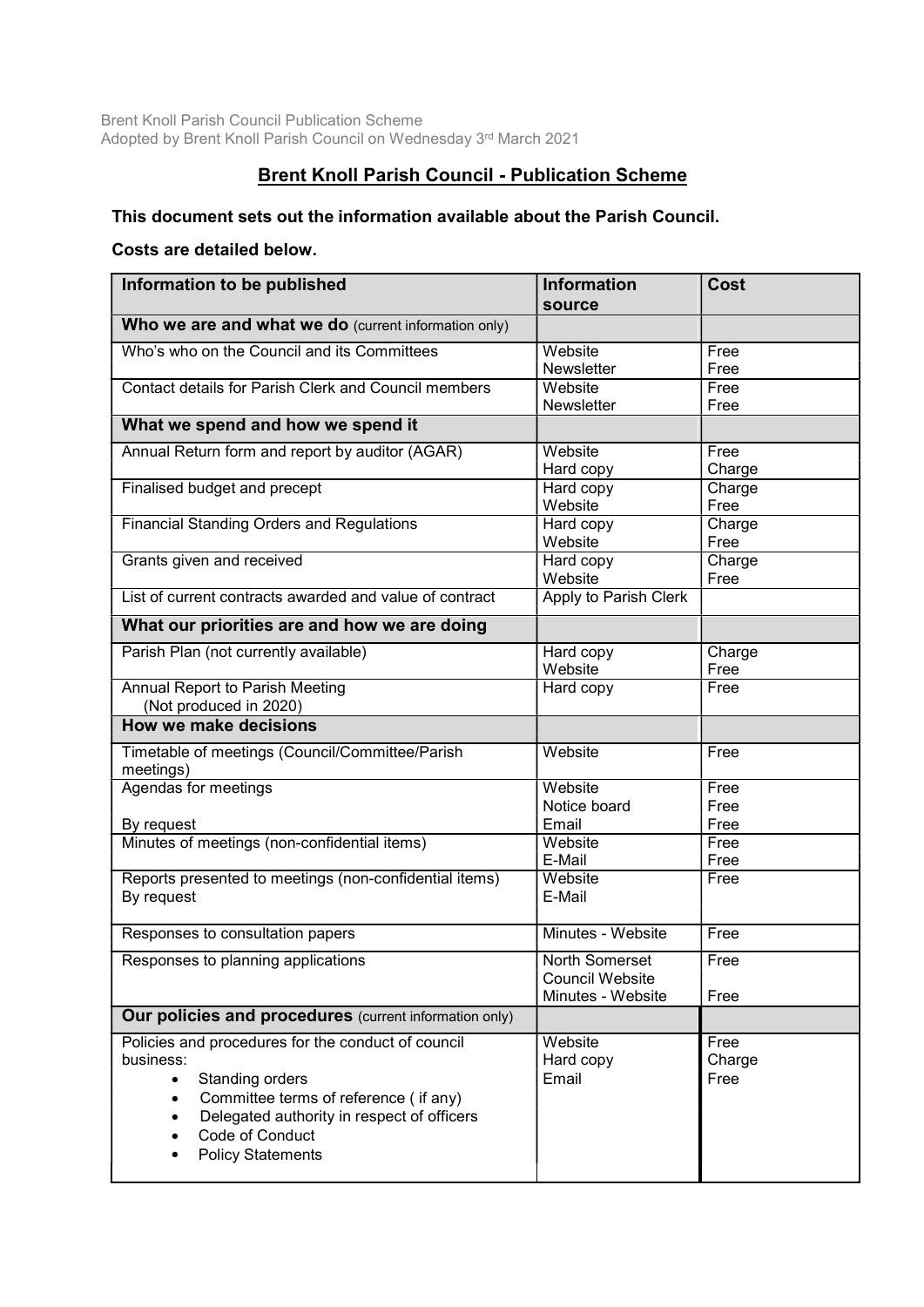Brent Knoll Parish Council Publication Scheme
Adopted by Brent Knoll Parish Council on Wednesday 3rd March 2021

# Brent Knoll Parish Council - Publication Scheme

**This document sets out the information available about the Parish Council.**

**Costs are detailed below.**

| Information to be published | Information source | Cost |
|---|---|---|
| **Who we are and what we do** (current information only) | | |
| Who's who on the Council and its Committees | Website<br>Newsletter | Free<br>Free |
| Contact details for Parish Clerk and Council members | Website<br>Newsletter | Free<br>Free |
| **What we spend and how we spend it** | | |
| Annual Return form and report by auditor (AGAR) | Website<br>Hard copy | Free<br>Charge |
| Finalised budget and precept | Hard copy<br>Website | Charge<br>Free |
| Financial Standing Orders and Regulations | Hard copy<br>Website | Charge<br>Free |
| Grants given and received | Hard copy<br>Website | Charge<br>Free |
| List of current contracts awarded and value of contract | Apply to Parish Clerk | |
| **What our priorities are and how we are doing** | | |
| Parish Plan (not currently available) | Hard copy<br>Website | Charge<br>Free |
| Annual Report to Parish Meeting (Not produced in 2020) | Hard copy | Free |
| **How we make decisions** | | |
| Timetable of meetings (Council/Committee/Parish meetings) | Website | Free |
| Agendas for meetings<br><br>By request | Website<br>Notice board<br>Email | Free<br>Free<br>Free |
| Minutes of meetings (non-confidential items) | Website<br>E-Mail | Free<br>Free |
| Reports presented to meetings (non-confidential items)<br>By request | Website<br>E-Mail | Free |
| Responses to consultation papers | Minutes - Website | Free |
| Responses to planning applications | North Somerset Council Website<br>Minutes - Website | Free<br><br>Free |
| **Our policies and procedures** (current information only) | | |
| Policies and procedures for the conduct of council business:<br>• Standing orders<br>• Committee terms of reference ( if any)<br>• Delegated authority in respect of officers<br>• Code of Conduct<br>• Policy Statements | Website<br>Hard copy<br>Email | Free<br>Charge<br>Free |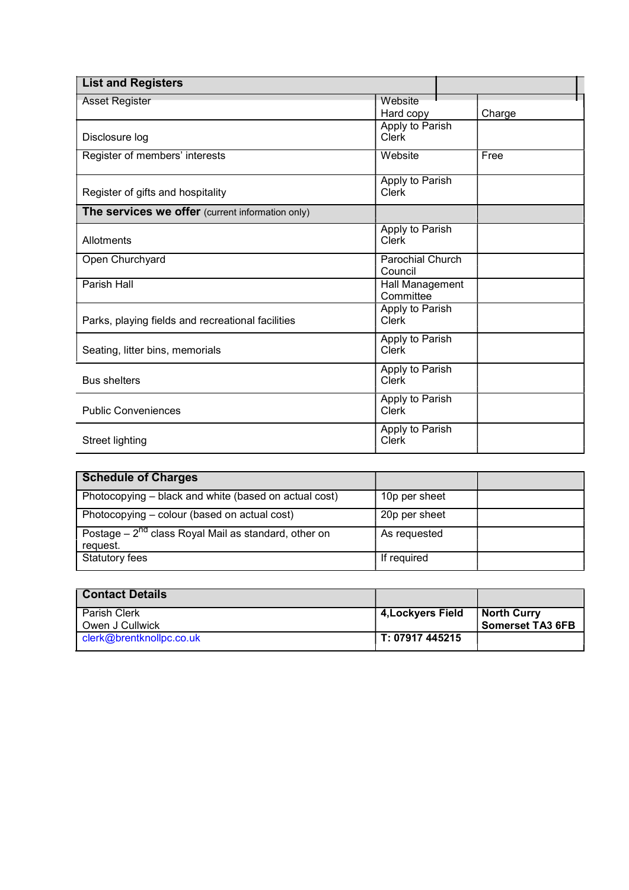| List and Registers | | |
|---|---|---|
| Asset Register | Website<br>Hard copy | <br>Charge |
| Disclosure log | Apply to Parish Clerk | |
| Register of members' interests | Website | Free |
| Register of gifts and hospitality | Apply to Parish Clerk | |
| **The services we offer** (current information only) | | |
| Allotments | Apply to Parish Clerk | |
| Open Churchyard | Parochial Church Council | |
| Parish Hall | Hall Management Committee | |
| Parks, playing fields and recreational facilities | Apply to Parish Clerk | |
| Seating, litter bins, memorials | Apply to Parish Clerk | |
| Bus shelters | Apply to Parish Clerk | |
| Public Conveniences | Apply to Parish Clerk | |
| Street lighting | Apply to Parish Clerk | |

| Schedule of Charges | | |
|---|---|---|
| Photocopying – black and white (based on actual cost) | 10p per sheet | |
| Photocopying – colour (based on actual cost) | 20p per sheet | |
| Postage – 2nd class Royal Mail as standard, other on request. | As requested | |
| Statutory fees | If required | |

| Contact Details | | |
|---|---|---|
| Parish Clerk<br>Owen J Cullwick | **4,Lockyers Field** | **North Curry<br>Somerset TA3 6FB** |
| clerk@brentknollpc.co.uk | **T: 07917 445215** | |